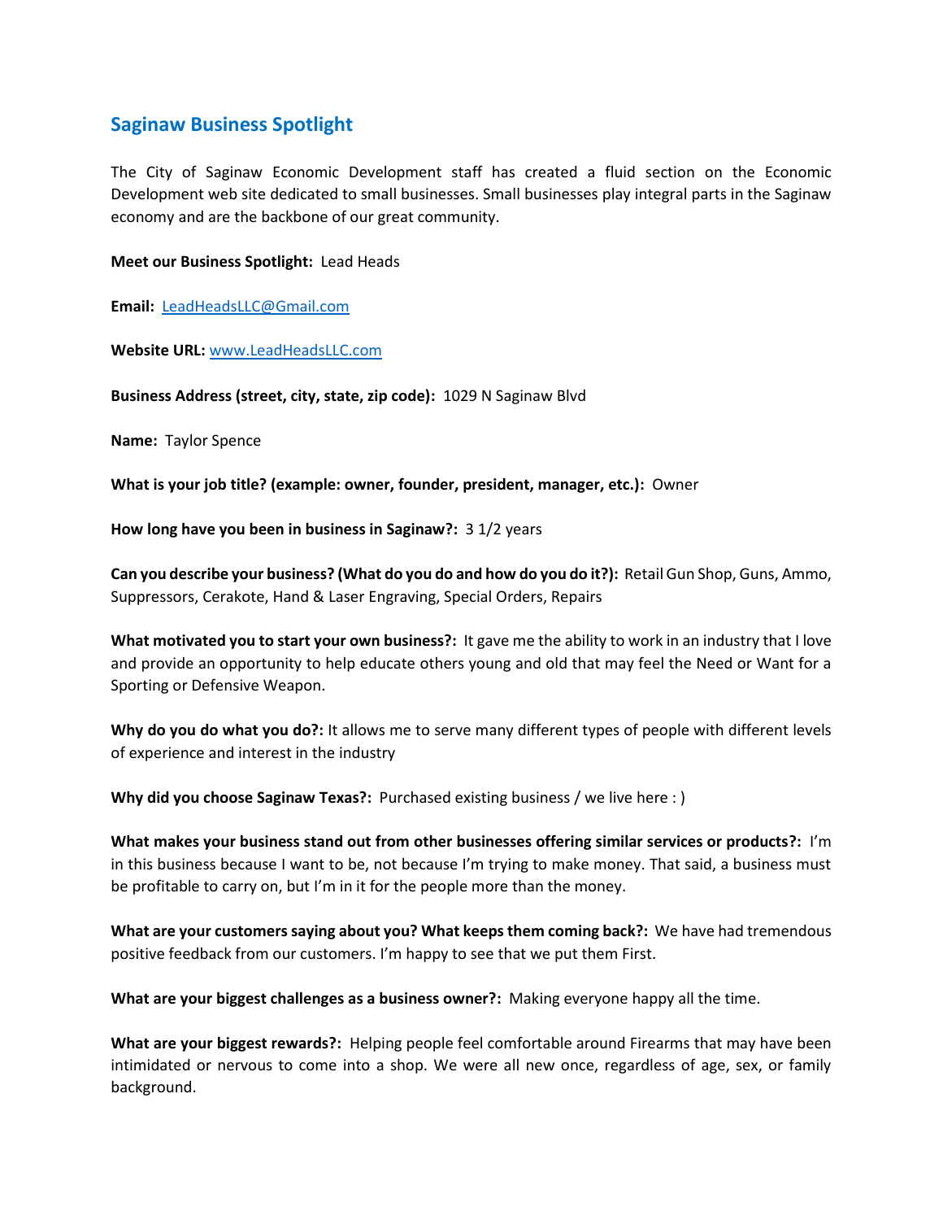## Saginaw Business Spotlight

The City of Saginaw Economic Development staff has created a fluid section on the Economic Development web site dedicated to small businesses. Small businesses play integral parts in the Saginaw economy and are the backbone of our great community.

**Meet our Business Spotlight:** Lead Heads

**Email:** [LeadHeadsLLC@Gmail.com](mailto:LeadHeadsLLC@Gmail.com)

**Website URL:** [www.LeadHeadsLLC.com](http://www.LeadHeadsLLC.com)

**Business Address (street, city, state, zip code):** 1029 N Saginaw Blvd

**Name:** Taylor Spence

**What is your job title? (example: owner, founder, president, manager, etc.):** Owner

**How long have you been in business in Saginaw?:** 3 1/2 years

**Can you describe your business? (What do you do and how do you do it?):** Retail Gun Shop, Guns, Ammo, Suppressors, Cerakote, Hand & Laser Engraving, Special Orders, Repairs

**What motivated you to start your own business?:** It gave me the ability to work in an industry that I love and provide an opportunity to help educate others young and old that may feel the Need or Want for a Sporting or Defensive Weapon.

**Why do you do what you do?:** It allows me to serve many different types of people with different levels of experience and interest in the industry

**Why did you choose Saginaw Texas?:** Purchased existing business / we live here : )

**What makes your business stand out from other businesses offering similar services or products?:** I'm in this business because I want to be, not because I'm trying to make money. That said, a business must be profitable to carry on, but I'm in it for the people more than the money.

**What are your customers saying about you? What keeps them coming back?:** We have had tremendous positive feedback from our customers. I'm happy to see that we put them First.

**What are your biggest challenges as a business owner?:** Making everyone happy all the time.

**What are your biggest rewards?:** Helping people feel comfortable around Firearms that may have been intimidated or nervous to come into a shop. We were all new once, regardless of age, sex, or family background.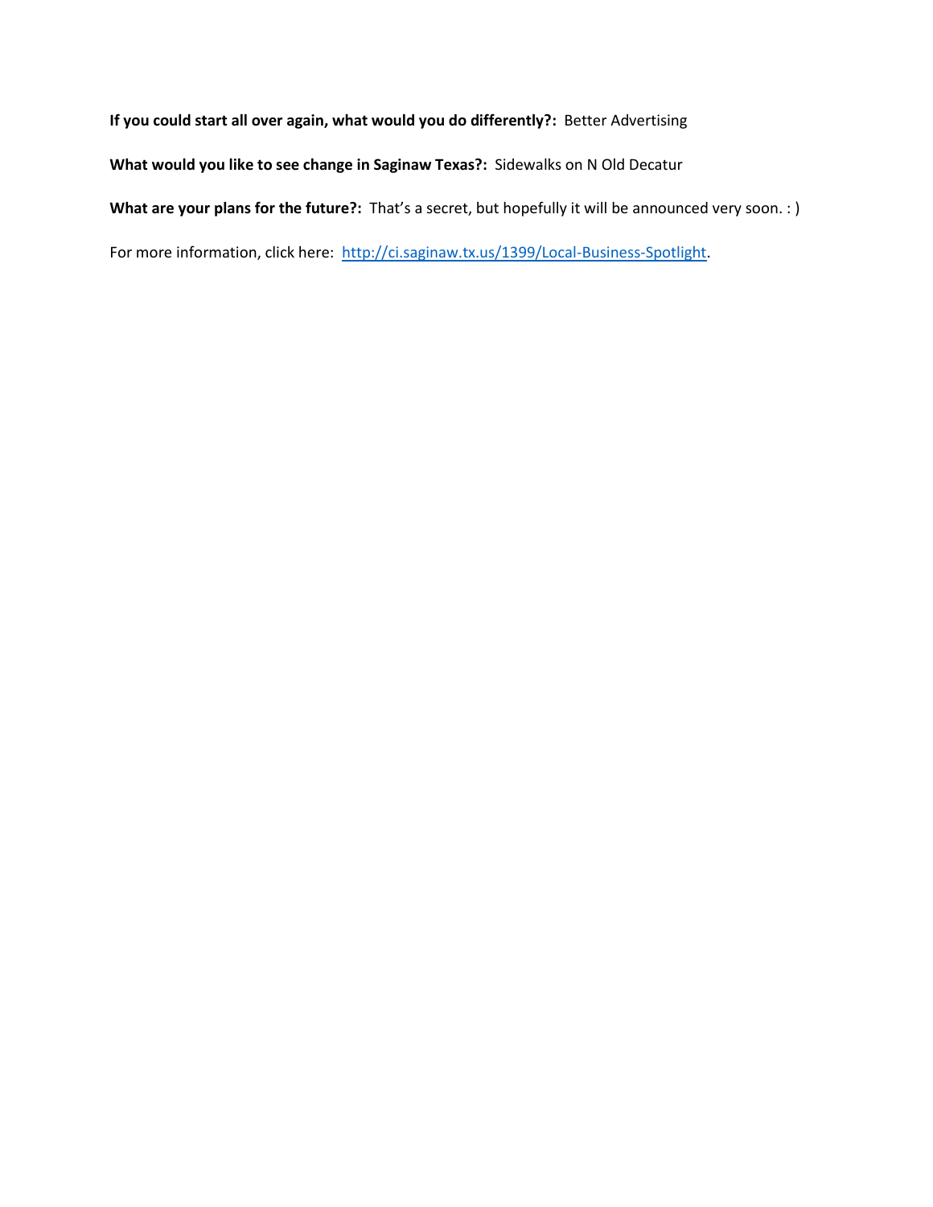**If you could start all over again, what would you do differently?:** Better Advertising

**What would you like to see change in Saginaw Texas?:** Sidewalks on N Old Decatur

**What are your plans for the future?:** That's a secret, but hopefully it will be announced very soon. : )

For more information, click here: [http://ci.saginaw.tx.us/1399/Local-Business-Spotlight](http://ci.saginaw.tx.us/1399/Local-Business-Spotlight).